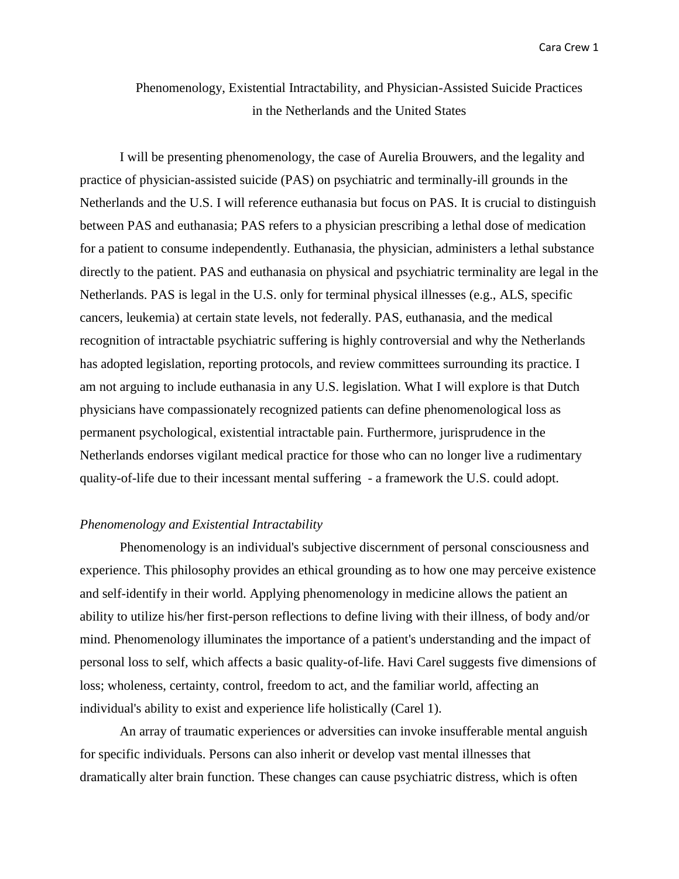# Phenomenology, Existential Intractability, and Physician-Assisted Suicide Practices in the Netherlands and the United States

I will be presenting phenomenology, the case of Aurelia Brouwers, and the legality and practice of physician-assisted suicide (PAS) on psychiatric and terminally-ill grounds in the Netherlands and the U.S. I will reference euthanasia but focus on PAS. It is crucial to distinguish between PAS and euthanasia; PAS refers to a physician prescribing a lethal dose of medication for a patient to consume independently. Euthanasia, the physician, administers a lethal substance directly to the patient. PAS and euthanasia on physical and psychiatric terminality are legal in the Netherlands. PAS is legal in the U.S. only for terminal physical illnesses (e.g., ALS, specific cancers, leukemia) at certain state levels, not federally. PAS, euthanasia, and the medical recognition of intractable psychiatric suffering is highly controversial and why the Netherlands has adopted legislation, reporting protocols, and review committees surrounding its practice. I am not arguing to include euthanasia in any U.S. legislation. What I will explore is that Dutch physicians have compassionately recognized patients can define phenomenological loss as permanent psychological, existential intractable pain. Furthermore, jurisprudence in the Netherlands endorses vigilant medical practice for those who can no longer live a rudimentary quality-of-life due to their incessant mental suffering - a framework the U.S. could adopt.

## *Phenomenology and Existential Intractability*

Phenomenology is an individual's subjective discernment of personal consciousness and experience. This philosophy provides an ethical grounding as to how one may perceive existence and self-identify in their world. Applying phenomenology in medicine allows the patient an ability to utilize his/her first-person reflections to define living with their illness, of body and/or mind. Phenomenology illuminates the importance of a patient's understanding and the impact of personal loss to self, which affects a basic quality-of-life. Havi Carel suggests five dimensions of loss; wholeness, certainty, control, freedom to act, and the familiar world, affecting an individual's ability to exist and experience life holistically (Carel 1).

An array of traumatic experiences or adversities can invoke insufferable mental anguish for specific individuals. Persons can also inherit or develop vast mental illnesses that dramatically alter brain function. These changes can cause psychiatric distress, which is often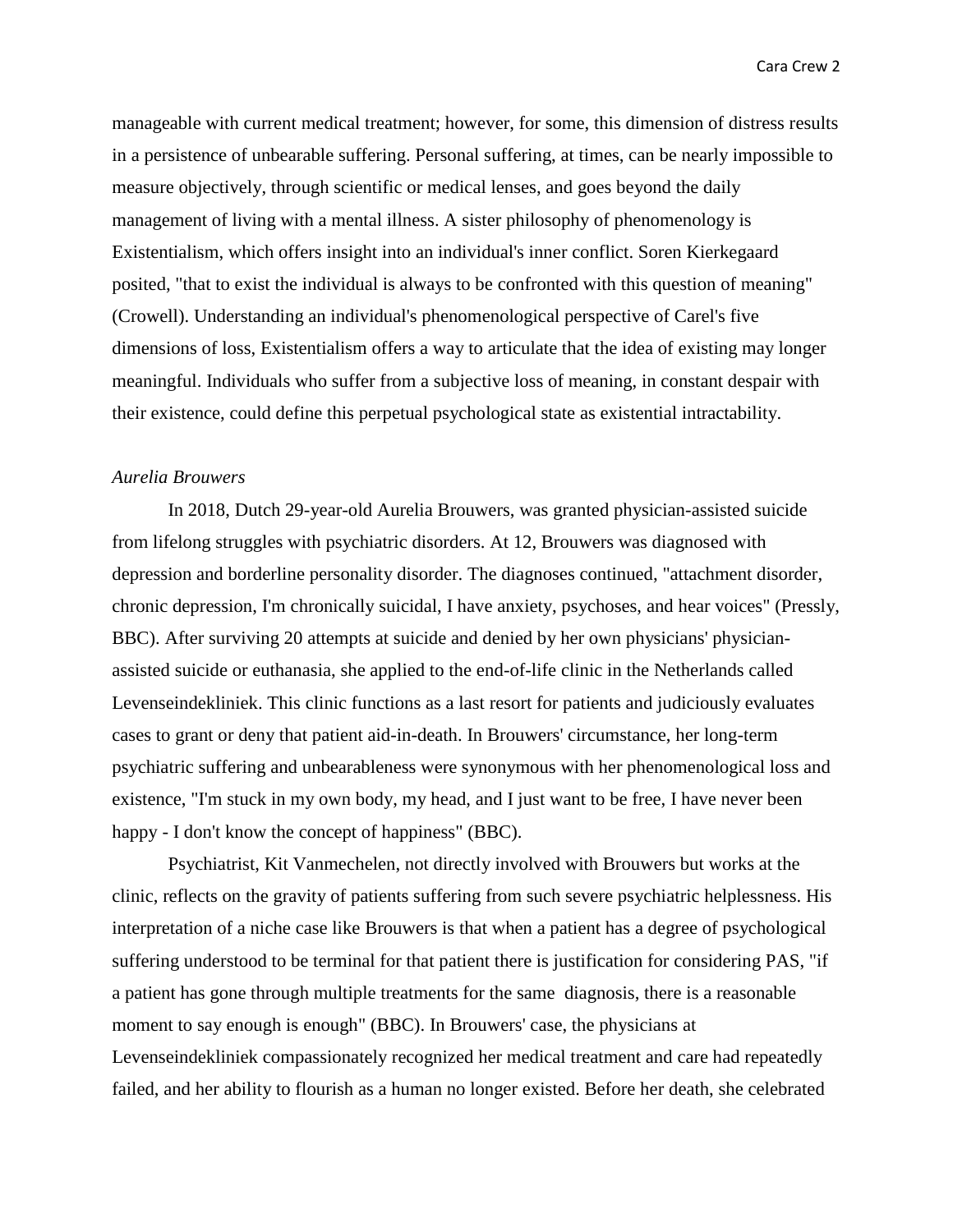manageable with current medical treatment; however, for some, this dimension of distress results in a persistence of unbearable suffering. Personal suffering, at times, can be nearly impossible to measure objectively, through scientific or medical lenses, and goes beyond the daily management of living with a mental illness. A sister philosophy of phenomenology is Existentialism, which offers insight into an individual's inner conflict. Soren Kierkegaard posited, "that to exist the individual is always to be confronted with this question of meaning" (Crowell). Understanding an individual's phenomenological perspective of Carel's five dimensions of loss, Existentialism offers a way to articulate that the idea of existing may longer meaningful. Individuals who suffer from a subjective loss of meaning, in constant despair with their existence, could define this perpetual psychological state as existential intractability.

*Aurelia Brouwers*

In 2018, Dutch 29-year-old Aurelia Brouwers, was granted physician-assisted suicide from lifelong struggles with psychiatric disorders. At 12, Brouwers was diagnosed with depression and borderline personality disorder. The diagnoses continued, "attachment disorder, chronic depression, I'm chronically suicidal, I have anxiety, psychoses, and hear voices" (Pressly, BBC). After surviving 20 attempts at suicide and denied by her own physicians' physician-assisted suicide or euthanasia, she applied to the end-of-life clinic in the Netherlands called Levenseindekliniek. This clinic functions as a last resort for patients and judiciously evaluates cases to grant or deny that patient aid-in-death. In Brouwers' circumstance, her long-term psychiatric suffering and unbearableness were synonymous with her phenomenological loss and existence, "I'm stuck in my own body, my head, and I just want to be free, I have never been happy - I don't know the concept of happiness" (BBC).

Psychiatrist, Kit Vanmechelen, not directly involved with Brouwers but works at the clinic, reflects on the gravity of patients suffering from such severe psychiatric helplessness. His interpretation of a niche case like Brouwers is that when a patient has a degree of psychological suffering understood to be terminal for that patient there is justification for considering PAS, "if a patient has gone through multiple treatments for the same diagnosis, there is a reasonable moment to say enough is enough" (BBC). In Brouwers' case, the physicians at Levenseindekliniek compassionately recognized her medical treatment and care had repeatedly failed, and her ability to flourish as a human no longer existed. Before her death, she celebrated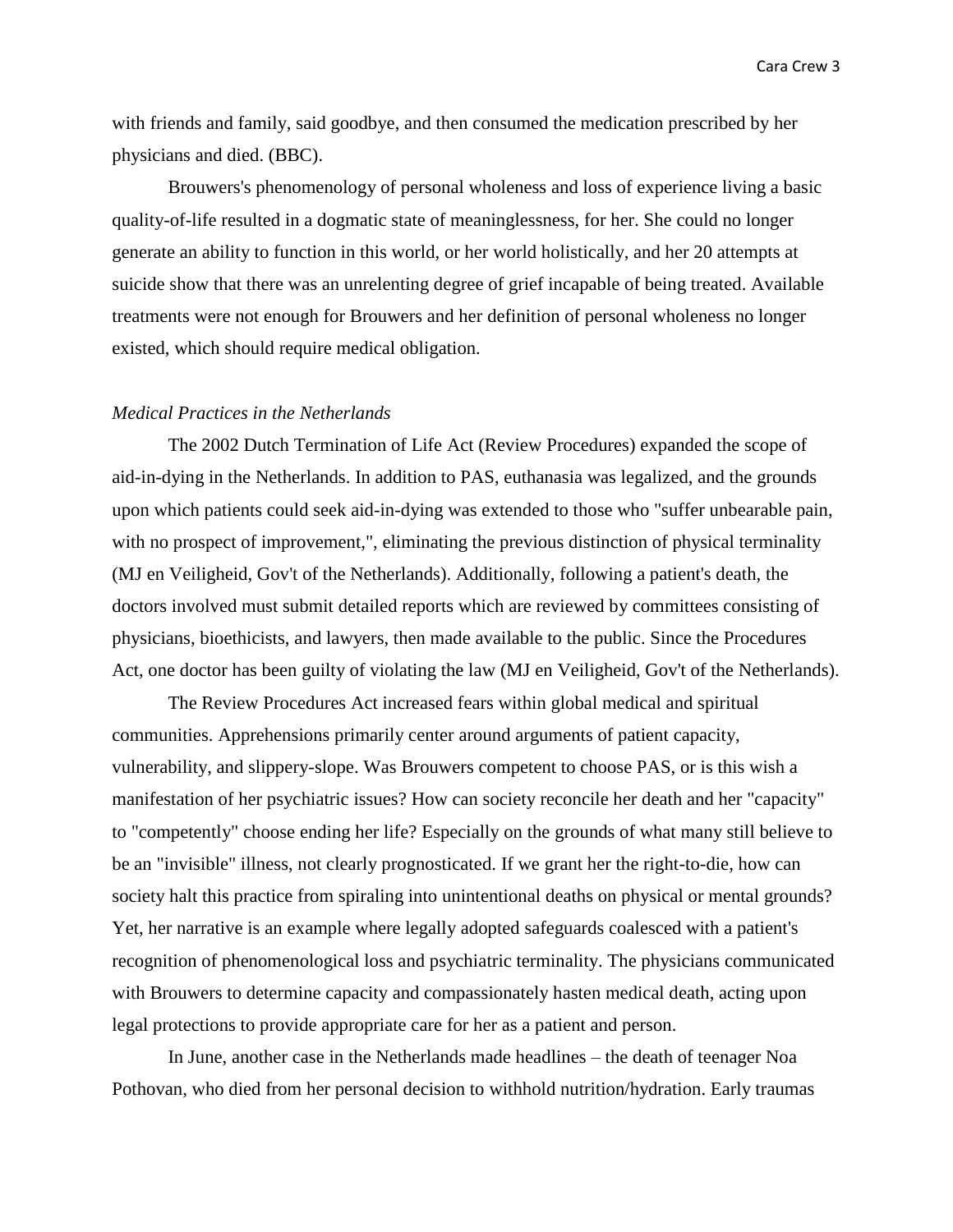with friends and family, said goodbye, and then consumed the medication prescribed by her physicians and died. (BBC).

Brouwers's phenomenology of personal wholeness and loss of experience living a basic quality-of-life resulted in a dogmatic state of meaninglessness, for her. She could no longer generate an ability to function in this world, or her world holistically, and her 20 attempts at suicide show that there was an unrelenting degree of grief incapable of being treated. Available treatments were not enough for Brouwers and her definition of personal wholeness no longer existed, which should require medical obligation.

*Medical Practices in the Netherlands*

The 2002 Dutch Termination of Life Act (Review Procedures) expanded the scope of aid-in-dying in the Netherlands. In addition to PAS, euthanasia was legalized, and the grounds upon which patients could seek aid-in-dying was extended to those who "suffer unbearable pain, with no prospect of improvement,", eliminating the previous distinction of physical terminality (MJ en Veiligheid, Gov't of the Netherlands). Additionally, following a patient's death, the doctors involved must submit detailed reports which are reviewed by committees consisting of physicians, bioethicists, and lawyers, then made available to the public. Since the Procedures Act, one doctor has been guilty of violating the law (MJ en Veiligheid, Gov't of the Netherlands).

The Review Procedures Act increased fears within global medical and spiritual communities. Apprehensions primarily center around arguments of patient capacity, vulnerability, and slippery-slope. Was Brouwers competent to choose PAS, or is this wish a manifestation of her psychiatric issues? How can society reconcile her death and her "capacity" to "competently" choose ending her life? Especially on the grounds of what many still believe to be an "invisible" illness, not clearly prognosticated. If we grant her the right-to-die, how can society halt this practice from spiraling into unintentional deaths on physical or mental grounds? Yet, her narrative is an example where legally adopted safeguards coalesced with a patient's recognition of phenomenological loss and psychiatric terminality. The physicians communicated with Brouwers to determine capacity and compassionately hasten medical death, acting upon legal protections to provide appropriate care for her as a patient and person.

In June, another case in the Netherlands made headlines – the death of teenager Noa Pothovan, who died from her personal decision to withhold nutrition/hydration. Early traumas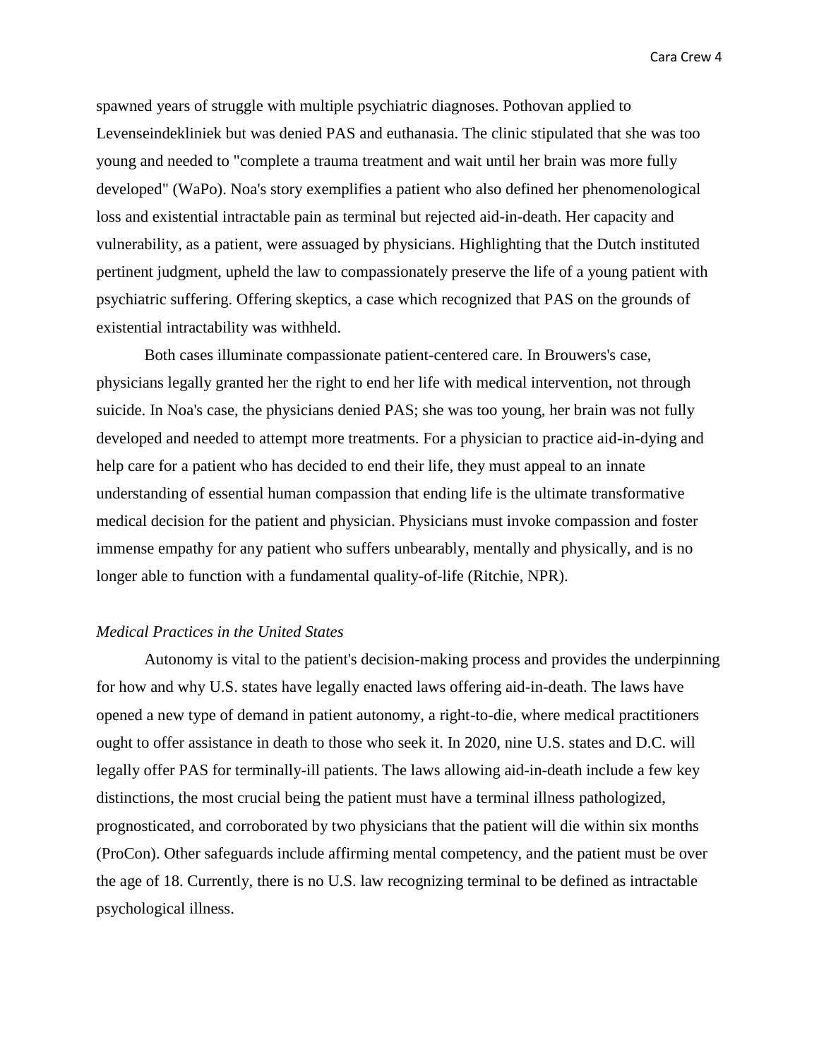spawned years of struggle with multiple psychiatric diagnoses. Pothovan applied to Levenseindekliniek but was denied PAS and euthanasia. The clinic stipulated that she was too young and needed to "complete a trauma treatment and wait until her brain was more fully developed" (WaPo). Noa's story exemplifies a patient who also defined her phenomenological loss and existential intractable pain as terminal but rejected aid-in-death. Her capacity and vulnerability, as a patient, were assuaged by physicians. Highlighting that the Dutch instituted pertinent judgment, upheld the law to compassionately preserve the life of a young patient with psychiatric suffering. Offering skeptics, a case which recognized that PAS on the grounds of existential intractability was withheld.

Both cases illuminate compassionate patient-centered care. In Brouwers's case, physicians legally granted her the right to end her life with medical intervention, not through suicide. In Noa's case, the physicians denied PAS; she was too young, her brain was not fully developed and needed to attempt more treatments. For a physician to practice aid-in-dying and help care for a patient who has decided to end their life, they must appeal to an innate understanding of essential human compassion that ending life is the ultimate transformative medical decision for the patient and physician. Physicians must invoke compassion and foster immense empathy for any patient who suffers unbearably, mentally and physically, and is no longer able to function with a fundamental quality-of-life (Ritchie, NPR).

*Medical Practices in the United States*

Autonomy is vital to the patient's decision-making process and provides the underpinning for how and why U.S. states have legally enacted laws offering aid-in-death. The laws have opened a new type of demand in patient autonomy, a right-to-die, where medical practitioners ought to offer assistance in death to those who seek it. In 2020, nine U.S. states and D.C. will legally offer PAS for terminally-ill patients. The laws allowing aid-in-death include a few key distinctions, the most crucial being the patient must have a terminal illness pathologized, prognosticated, and corroborated by two physicians that the patient will die within six months (ProCon). Other safeguards include affirming mental competency, and the patient must be over the age of 18. Currently, there is no U.S. law recognizing terminal to be defined as intractable psychological illness.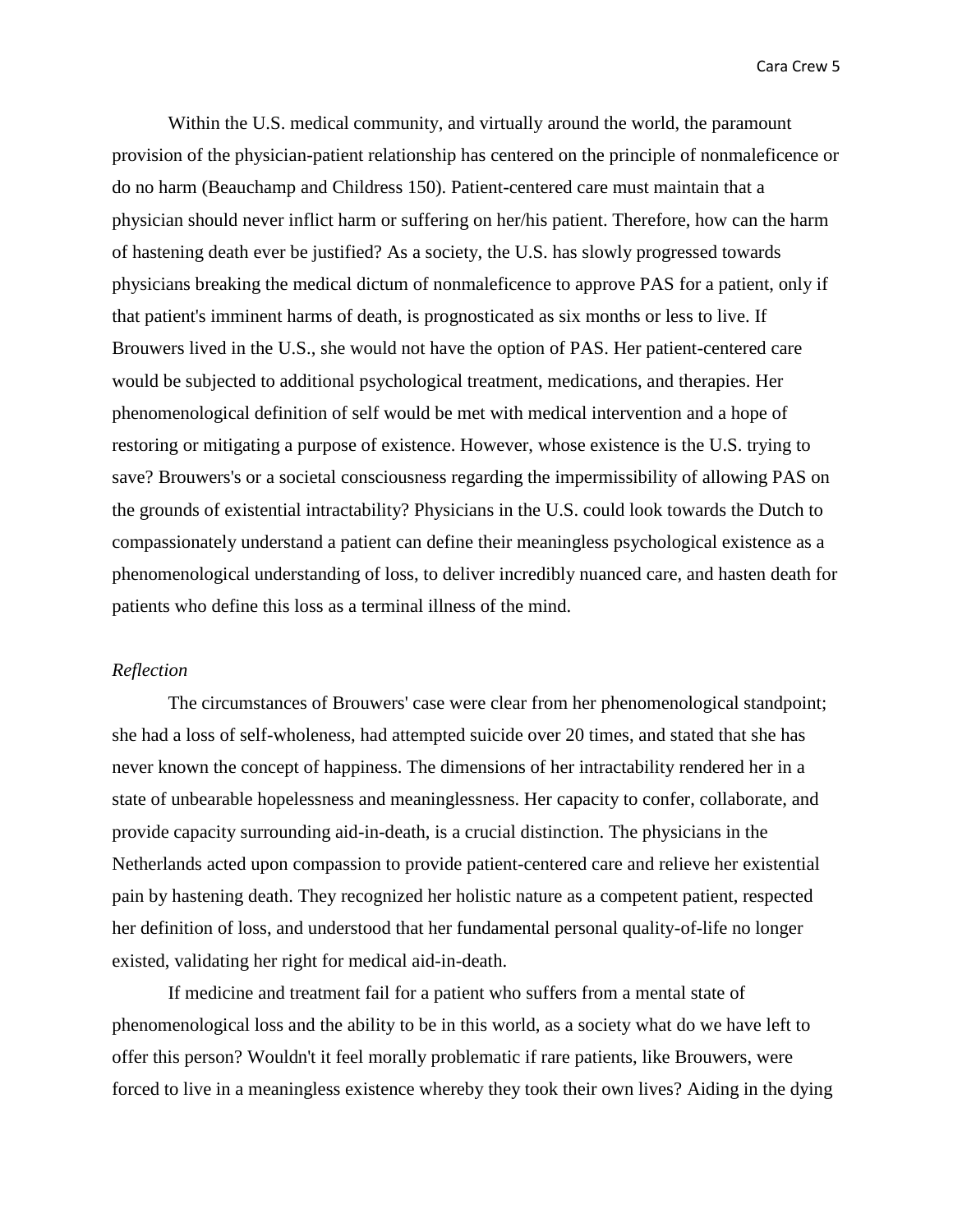Within the U.S. medical community, and virtually around the world, the paramount provision of the physician-patient relationship has centered on the principle of nonmaleficence or do no harm (Beauchamp and Childress 150). Patient-centered care must maintain that a physician should never inflict harm or suffering on her/his patient. Therefore, how can the harm of hastening death ever be justified? As a society, the U.S. has slowly progressed towards physicians breaking the medical dictum of nonmaleficence to approve PAS for a patient, only if that patient's imminent harms of death, is prognosticated as six months or less to live. If Brouwers lived in the U.S., she would not have the option of PAS. Her patient-centered care would be subjected to additional psychological treatment, medications, and therapies. Her phenomenological definition of self would be met with medical intervention and a hope of restoring or mitigating a purpose of existence. However, whose existence is the U.S. trying to save? Brouwers's or a societal consciousness regarding the impermissibility of allowing PAS on the grounds of existential intractability? Physicians in the U.S. could look towards the Dutch to compassionately understand a patient can define their meaningless psychological existence as a phenomenological understanding of loss, to deliver incredibly nuanced care, and hasten death for patients who define this loss as a terminal illness of the mind.

*Reflection*

The circumstances of Brouwers' case were clear from her phenomenological standpoint; she had a loss of self-wholeness, had attempted suicide over 20 times, and stated that she has never known the concept of happiness. The dimensions of her intractability rendered her in a state of unbearable hopelessness and meaninglessness. Her capacity to confer, collaborate, and provide capacity surrounding aid-in-death, is a crucial distinction. The physicians in the Netherlands acted upon compassion to provide patient-centered care and relieve her existential pain by hastening death. They recognized her holistic nature as a competent patient, respected her definition of loss, and understood that her fundamental personal quality-of-life no longer existed, validating her right for medical aid-in-death.

If medicine and treatment fail for a patient who suffers from a mental state of phenomenological loss and the ability to be in this world, as a society what do we have left to offer this person? Wouldn't it feel morally problematic if rare patients, like Brouwers, were forced to live in a meaningless existence whereby they took their own lives? Aiding in the dying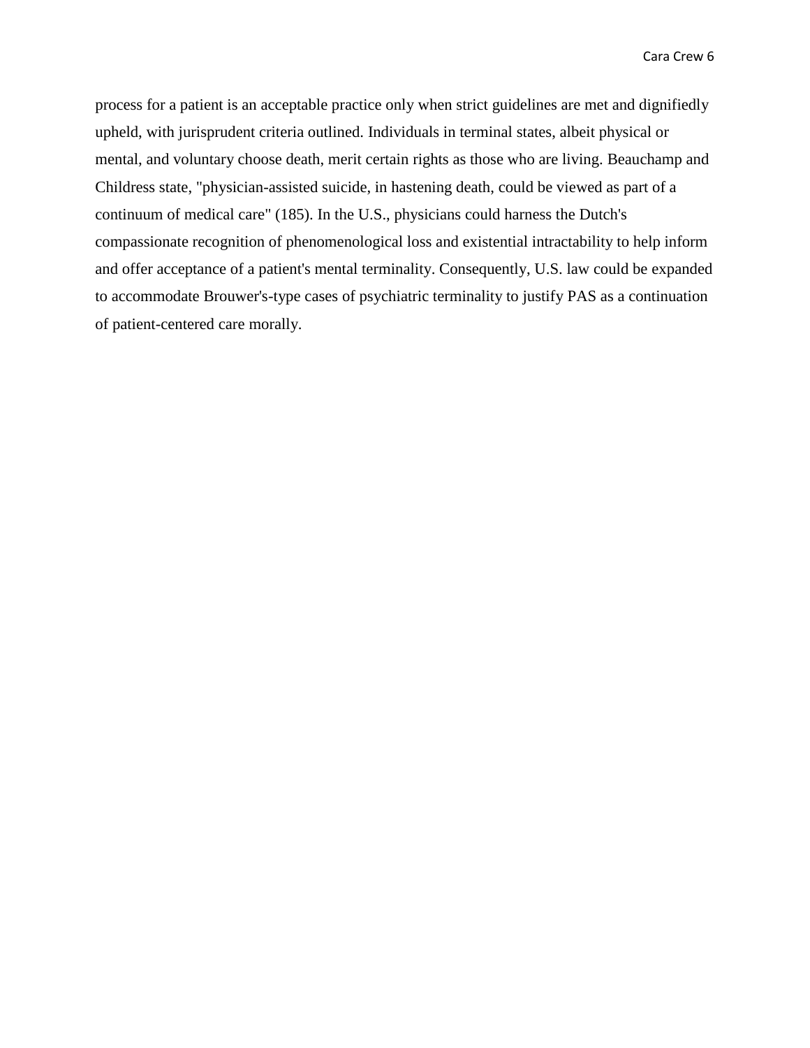process for a patient is an acceptable practice only when strict guidelines are met and dignifiedly upheld, with jurisprudent criteria outlined. Individuals in terminal states, albeit physical or mental, and voluntary choose death, merit certain rights as those who are living. Beauchamp and Childress state, "physician-assisted suicide, in hastening death, could be viewed as part of a continuum of medical care" (185). In the U.S., physicians could harness the Dutch's compassionate recognition of phenomenological loss and existential intractability to help inform and offer acceptance of a patient's mental terminality. Consequently, U.S. law could be expanded to accommodate Brouwer's-type cases of psychiatric terminality to justify PAS as a continuation of patient-centered care morally.